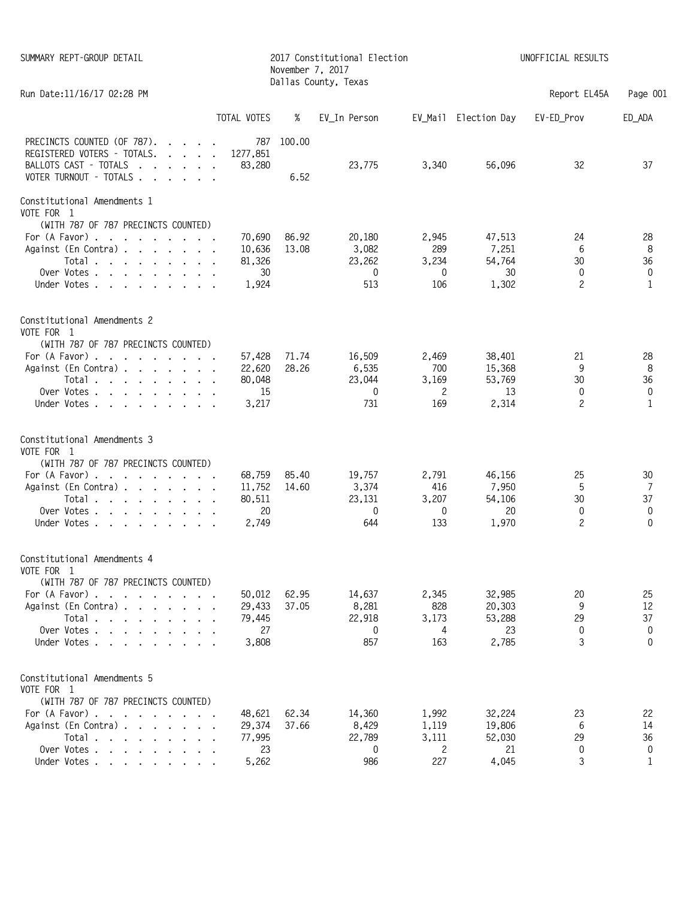SUMMARY REPT-GROUP DETAIL

# 2017 Constitutional Election
November 7, 2017
Dallas County, Texas

UNOFFICIAL RESULTS

Run Date:11/16/17 02:28 PM

Report EL45A

| | TOTAL VOTES | % | EV_In Person | EV_Mail | Election Day | EV-ED_Prov | ED_ADA |
|---|---|---|---|---|---|---|---|
| PRECINCTS COUNTED (OF 787). . . . . . | 787 | 100.00 | | | | | |
| REGISTERED VOTERS - TOTALS. . . . . . | 1277,851 | | | | | | |
| BALLOTS CAST - TOTALS . . . . . . . | 83,280 | | 23,775 | 3,340 | 56,096 | 32 | 37 |
| VOTER TURNOUT - TOTALS . . . . . . . | | 6.52 | | | | | |

## Constitutional Amendments 1
VOTE FOR 1
(WITH 787 OF 787 PRECINCTS COUNTED)

| | TOTAL VOTES | % | EV_In Person | EV_Mail | Election Day | EV-ED_Prov | ED_ADA |
|---|---|---|---|---|---|---|---|
| For (A Favor) . . . . . . . . . . | 70,690 | 86.92 | 20,180 | 2,945 | 47,513 | 24 | 28 |
| Against (En Contra) . . . . . . . . | 10,636 | 13.08 | 3,082 | 289 | 7,251 | 6 | 8 |
| Total . . . . . . . . . . | 81,326 | | 23,262 | 3,234 | 54,764 | 30 | 36 |
| Over Votes . . . . . . . . . . | 30 | | 0 | 0 | 30 | 0 | 0 |
| Under Votes . . . . . . . . . . | 1,924 | | 513 | 106 | 1,302 | 2 | 1 |

## Constitutional Amendments 2
VOTE FOR 1
(WITH 787 OF 787 PRECINCTS COUNTED)

| | TOTAL VOTES | % | EV_In Person | EV_Mail | Election Day | EV-ED_Prov | ED_ADA |
|---|---|---|---|---|---|---|---|
| For (A Favor) . . . . . . . . . . | 57,428 | 71.74 | 16,509 | 2,469 | 38,401 | 21 | 28 |
| Against (En Contra) . . . . . . . . | 22,620 | 28.26 | 6,535 | 700 | 15,368 | 9 | 8 |
| Total . . . . . . . . . . | 80,048 | | 23,044 | 3,169 | 53,769 | 30 | 36 |
| Over Votes . . . . . . . . . . | 15 | | 0 | 2 | 13 | 0 | 0 |
| Under Votes . . . . . . . . . . | 3,217 | | 731 | 169 | 2,314 | 2 | 1 |

## Constitutional Amendments 3
VOTE FOR 1
(WITH 787 OF 787 PRECINCTS COUNTED)

| | TOTAL VOTES | % | EV_In Person | EV_Mail | Election Day | EV-ED_Prov | ED_ADA |
|---|---|---|---|---|---|---|---|
| For (A Favor) . . . . . . . . . . | 68,759 | 85.40 | 19,757 | 2,791 | 46,156 | 25 | 30 |
| Against (En Contra) . . . . . . . . | 11,752 | 14.60 | 3,374 | 416 | 7,950 | 5 | 7 |
| Total . . . . . . . . . . | 80,511 | | 23,131 | 3,207 | 54,106 | 30 | 37 |
| Over Votes . . . . . . . . . . | 20 | | 0 | 0 | 20 | 0 | 0 |
| Under Votes . . . . . . . . . . | 2,749 | | 644 | 133 | 1,970 | 2 | 0 |

## Constitutional Amendments 4
VOTE FOR 1
(WITH 787 OF 787 PRECINCTS COUNTED)

| | TOTAL VOTES | % | EV_In Person | EV_Mail | Election Day | EV-ED_Prov | ED_ADA |
|---|---|---|---|---|---|---|---|
| For (A Favor) . . . . . . . . . . | 50,012 | 62.95 | 14,637 | 2,345 | 32,985 | 20 | 25 |
| Against (En Contra) . . . . . . . . | 29,433 | 37.05 | 8,281 | 828 | 20,303 | 9 | 12 |
| Total . . . . . . . . . . | 79,445 | | 22,918 | 3,173 | 53,288 | 29 | 37 |
| Over Votes . . . . . . . . . . | 27 | | 0 | 4 | 23 | 0 | 0 |
| Under Votes . . . . . . . . . . | 3,808 | | 857 | 163 | 2,785 | 3 | 0 |

## Constitutional Amendments 5
VOTE FOR 1
(WITH 787 OF 787 PRECINCTS COUNTED)

| | TOTAL VOTES | % | EV_In Person | EV_Mail | Election Day | EV-ED_Prov | ED_ADA |
|---|---|---|---|---|---|---|---|
| For (A Favor) . . . . . . . . . . | 48,621 | 62.34 | 14,360 | 1,992 | 32,224 | 23 | 22 |
| Against (En Contra) . . . . . . . . | 29,374 | 37.66 | 8,429 | 1,119 | 19,806 | 6 | 14 |
| Total . . . . . . . . . . | 77,995 | | 22,789 | 3,111 | 52,030 | 29 | 36 |
| Over Votes . . . . . . . . . . | 23 | | 0 | 2 | 21 | 0 | 0 |
| Under Votes . . . . . . . . . . | 5,262 | | 986 | 227 | 4,045 | 3 | 1 |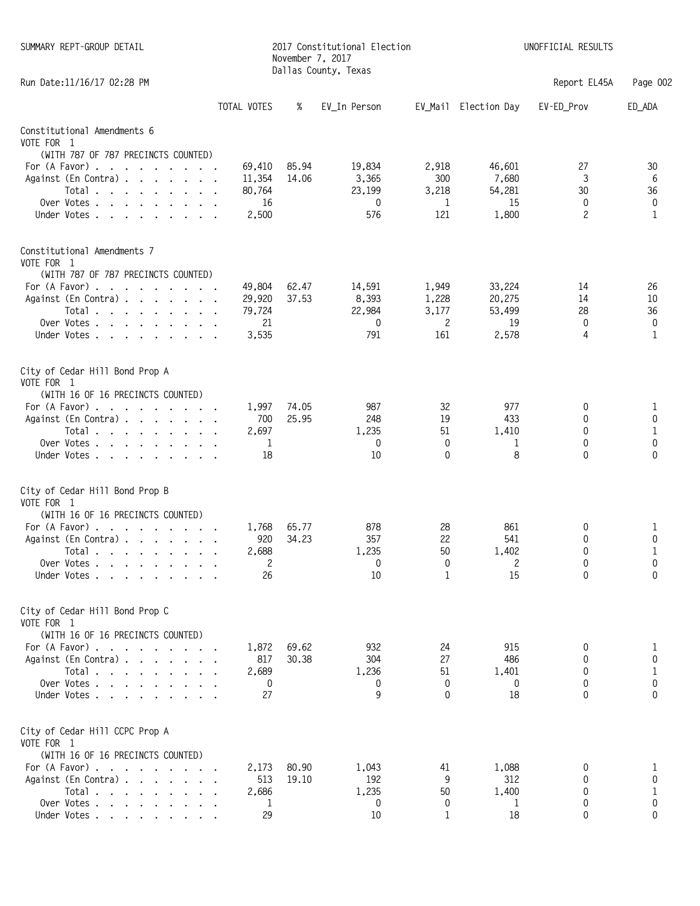SUMMARY REPT-GROUP DETAIL

2017 Constitutional Election
November 7, 2017
Dallas County, Texas

UNOFFICIAL RESULTS

Run Date:11/16/17 02:28 PM

Report EL45A

## Constitutional Amendments 6

VOTE FOR 1

(WITH 787 OF 787 PRECINCTS COUNTED)

| | TOTAL VOTES | % | EV_In Person | EV_Mail | Election Day | EV-ED_Prov | ED_ADA |
|---|---|---|---|---|---|---|---|
| For (A Favor) | 69,410 | 85.94 | 19,834 | 2,918 | 46,601 | 27 | 30 |
| Against (En Contra) | 11,354 | 14.06 | 3,365 | 300 | 7,680 | 3 | 6 |
| Total | 80,764 | | 23,199 | 3,218 | 54,281 | 30 | 36 |
| Over Votes | 16 | | 0 | 1 | 15 | 0 | 0 |
| Under Votes | 2,500 | | 576 | 121 | 1,800 | 2 | 1 |

## Constitutional Amendments 7

VOTE FOR 1

(WITH 787 OF 787 PRECINCTS COUNTED)

| | TOTAL VOTES | % | EV_In Person | EV_Mail | Election Day | EV-ED_Prov | ED_ADA |
|---|---|---|---|---|---|---|---|
| For (A Favor) | 49,804 | 62.47 | 14,591 | 1,949 | 33,224 | 14 | 26 |
| Against (En Contra) | 29,920 | 37.53 | 8,393 | 1,228 | 20,275 | 14 | 10 |
| Total | 79,724 | | 22,984 | 3,177 | 53,499 | 28 | 36 |
| Over Votes | 21 | | 0 | 2 | 19 | 0 | 0 |
| Under Votes | 3,535 | | 791 | 161 | 2,578 | 4 | 1 |

## City of Cedar Hill Bond Prop A

VOTE FOR 1

(WITH 16 OF 16 PRECINCTS COUNTED)

| | TOTAL VOTES | % | EV_In Person | EV_Mail | Election Day | EV-ED_Prov | ED_ADA |
|---|---|---|---|---|---|---|---|
| For (A Favor) | 1,997 | 74.05 | 987 | 32 | 977 | 0 | 1 |
| Against (En Contra) | 700 | 25.95 | 248 | 19 | 433 | 0 | 0 |
| Total | 2,697 | | 1,235 | 51 | 1,410 | 0 | 1 |
| Over Votes | 1 | | 0 | 0 | 1 | 0 | 0 |
| Under Votes | 18 | | 10 | 0 | 8 | 0 | 0 |

## City of Cedar Hill Bond Prop B

VOTE FOR 1

(WITH 16 OF 16 PRECINCTS COUNTED)

| | TOTAL VOTES | % | EV_In Person | EV_Mail | Election Day | EV-ED_Prov | ED_ADA |
|---|---|---|---|---|---|---|---|
| For (A Favor) | 1,768 | 65.77 | 878 | 28 | 861 | 0 | 1 |
| Against (En Contra) | 920 | 34.23 | 357 | 22 | 541 | 0 | 0 |
| Total | 2,688 | | 1,235 | 50 | 1,402 | 0 | 1 |
| Over Votes | 2 | | 0 | 0 | 2 | 0 | 0 |
| Under Votes | 26 | | 10 | 1 | 15 | 0 | 0 |

## City of Cedar Hill Bond Prop C

VOTE FOR 1

(WITH 16 OF 16 PRECINCTS COUNTED)

| | TOTAL VOTES | % | EV_In Person | EV_Mail | Election Day | EV-ED_Prov | ED_ADA |
|---|---|---|---|---|---|---|---|
| For (A Favor) | 1,872 | 69.62 | 932 | 24 | 915 | 0 | 1 |
| Against (En Contra) | 817 | 30.38 | 304 | 27 | 486 | 0 | 0 |
| Total | 2,689 | | 1,236 | 51 | 1,401 | 0 | 1 |
| Over Votes | 0 | | 0 | 0 | 0 | 0 | 0 |
| Under Votes | 27 | | 9 | 0 | 18 | 0 | 0 |

## City of Cedar Hill CCPC Prop A

VOTE FOR 1

(WITH 16 OF 16 PRECINCTS COUNTED)

| | TOTAL VOTES | % | EV_In Person | EV_Mail | Election Day | EV-ED_Prov | ED_ADA |
|---|---|---|---|---|---|---|---|
| For (A Favor) | 2,173 | 80.90 | 1,043 | 41 | 1,088 | 0 | 1 |
| Against (En Contra) | 513 | 19.10 | 192 | 9 | 312 | 0 | 0 |
| Total | 2,686 | | 1,235 | 50 | 1,400 | 0 | 1 |
| Over Votes | 1 | | 0 | 0 | 1 | 0 | 0 |
| Under Votes | 29 | | 10 | 1 | 18 | 0 | 0 |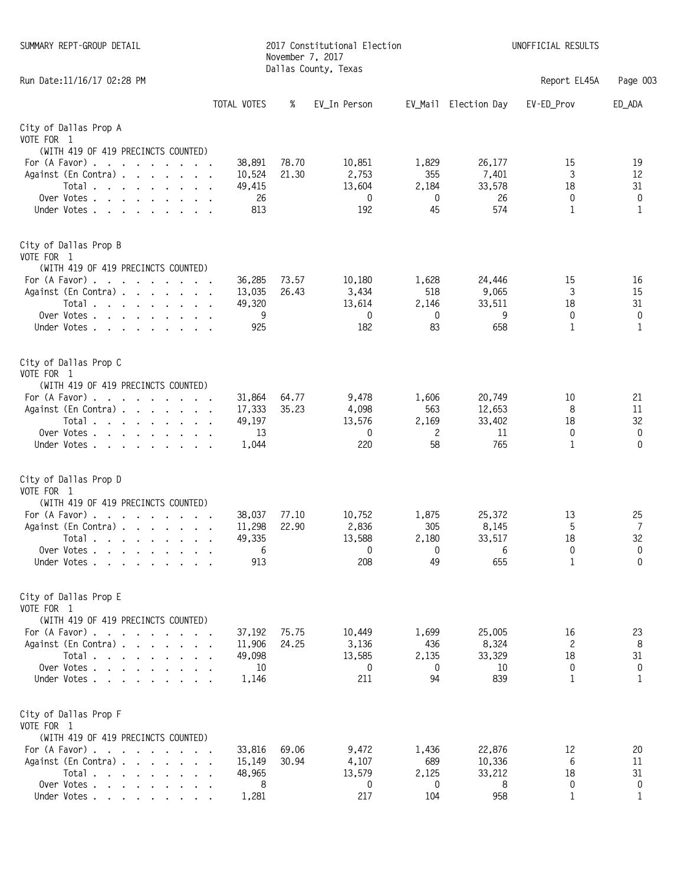SUMMARY REPT-GROUP DETAIL

2017 Constitutional Election
November 7, 2017
Dallas County, Texas

UNOFFICIAL RESULTS

Run Date:11/16/17 02:28 PM

Report EL45A

## City of Dallas Prop A
VOTE FOR 1
(WITH 419 OF 419 PRECINCTS COUNTED)

| | TOTAL VOTES | % | EV_In Person | EV_Mail | Election Day | EV-ED_Prov | ED_ADA |
|---|---|---|---|---|---|---|---|
| For (A Favor) | 38,891 | 78.70 | 10,851 | 1,829 | 26,177 | 15 | 19 |
| Against (En Contra) | 10,524 | 21.30 | 2,753 | 355 | 7,401 | 3 | 12 |
| Total | 49,415 | | 13,604 | 2,184 | 33,578 | 18 | 31 |
| Over Votes | 26 | | 0 | 0 | 26 | 0 | 0 |
| Under Votes | 813 | | 192 | 45 | 574 | 1 | 1 |

## City of Dallas Prop B
VOTE FOR 1
(WITH 419 OF 419 PRECINCTS COUNTED)

| | TOTAL VOTES | % | EV_In Person | EV_Mail | Election Day | EV-ED_Prov | ED_ADA |
|---|---|---|---|---|---|---|---|
| For (A Favor) | 36,285 | 73.57 | 10,180 | 1,628 | 24,446 | 15 | 16 |
| Against (En Contra) | 13,035 | 26.43 | 3,434 | 518 | 9,065 | 3 | 15 |
| Total | 49,320 | | 13,614 | 2,146 | 33,511 | 18 | 31 |
| Over Votes | 9 | | 0 | 0 | 9 | 0 | 0 |
| Under Votes | 925 | | 182 | 83 | 658 | 1 | 1 |

## City of Dallas Prop C
VOTE FOR 1
(WITH 419 OF 419 PRECINCTS COUNTED)

| | TOTAL VOTES | % | EV_In Person | EV_Mail | Election Day | EV-ED_Prov | ED_ADA |
|---|---|---|---|---|---|---|---|
| For (A Favor) | 31,864 | 64.77 | 9,478 | 1,606 | 20,749 | 10 | 21 |
| Against (En Contra) | 17,333 | 35.23 | 4,098 | 563 | 12,653 | 8 | 11 |
| Total | 49,197 | | 13,576 | 2,169 | 33,402 | 18 | 32 |
| Over Votes | 13 | | 0 | 2 | 11 | 0 | 0 |
| Under Votes | 1,044 | | 220 | 58 | 765 | 1 | 0 |

## City of Dallas Prop D
VOTE FOR 1
(WITH 419 OF 419 PRECINCTS COUNTED)

| | TOTAL VOTES | % | EV_In Person | EV_Mail | Election Day | EV-ED_Prov | ED_ADA |
|---|---|---|---|---|---|---|---|
| For (A Favor) | 38,037 | 77.10 | 10,752 | 1,875 | 25,372 | 13 | 25 |
| Against (En Contra) | 11,298 | 22.90 | 2,836 | 305 | 8,145 | 5 | 7 |
| Total | 49,335 | | 13,588 | 2,180 | 33,517 | 18 | 32 |
| Over Votes | 6 | | 0 | 0 | 6 | 0 | 0 |
| Under Votes | 913 | | 208 | 49 | 655 | 1 | 0 |

## City of Dallas Prop E
VOTE FOR 1
(WITH 419 OF 419 PRECINCTS COUNTED)

| | TOTAL VOTES | % | EV_In Person | EV_Mail | Election Day | EV-ED_Prov | ED_ADA |
|---|---|---|---|---|---|---|---|
| For (A Favor) | 37,192 | 75.75 | 10,449 | 1,699 | 25,005 | 16 | 23 |
| Against (En Contra) | 11,906 | 24.25 | 3,136 | 436 | 8,324 | 2 | 8 |
| Total | 49,098 | | 13,585 | 2,135 | 33,329 | 18 | 31 |
| Over Votes | 10 | | 0 | 0 | 10 | 0 | 0 |
| Under Votes | 1,146 | | 211 | 94 | 839 | 1 | 1 |

## City of Dallas Prop F
VOTE FOR 1
(WITH 419 OF 419 PRECINCTS COUNTED)

| | TOTAL VOTES | % | EV_In Person | EV_Mail | Election Day | EV-ED_Prov | ED_ADA |
|---|---|---|---|---|---|---|---|
| For (A Favor) | 33,816 | 69.06 | 9,472 | 1,436 | 22,876 | 12 | 20 |
| Against (En Contra) | 15,149 | 30.94 | 4,107 | 689 | 10,336 | 6 | 11 |
| Total | 48,965 | | 13,579 | 2,125 | 33,212 | 18 | 31 |
| Over Votes | 8 | | 0 | 0 | 8 | 0 | 0 |
| Under Votes | 1,281 | | 217 | 104 | 958 | 1 | 1 |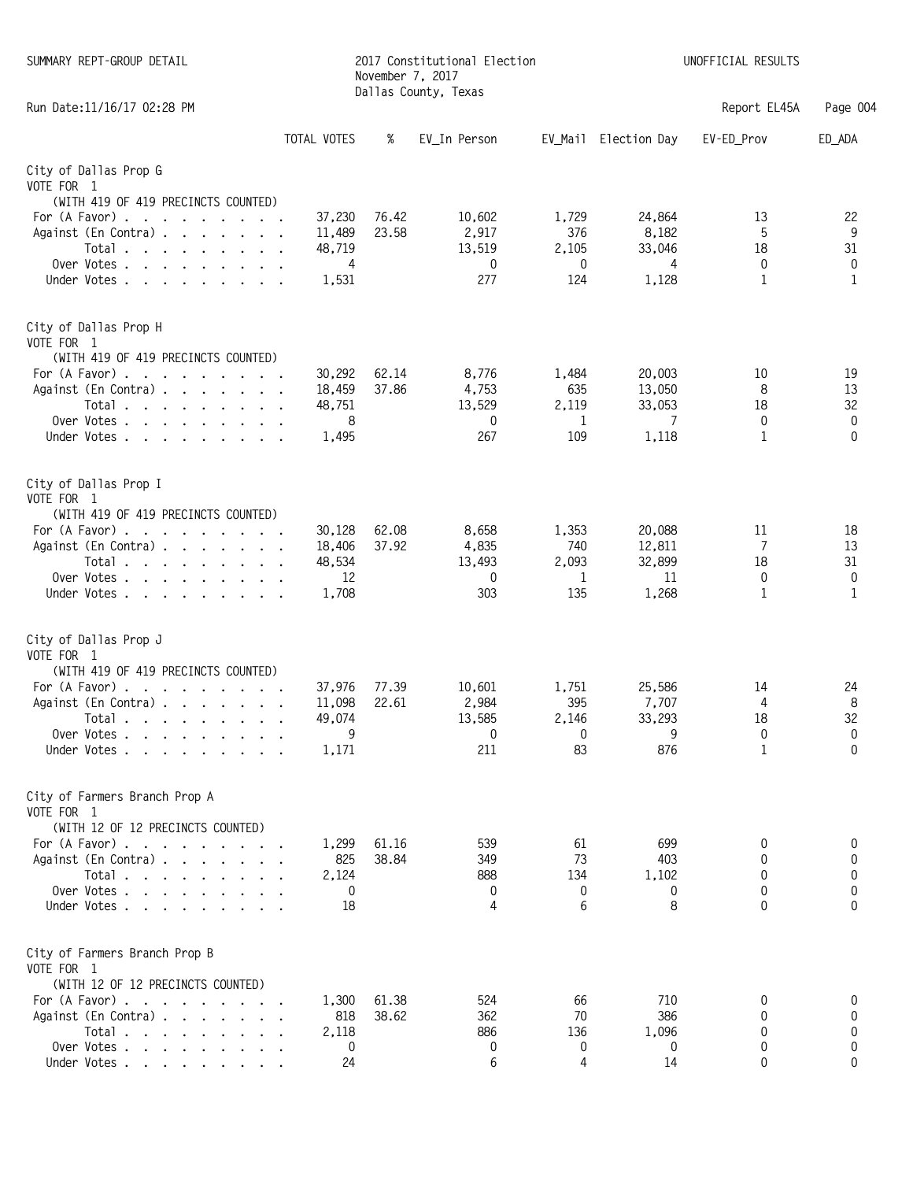## City of Dallas Prop G

VOTE FOR 1

(WITH 419 OF 419 PRECINCTS COUNTED)

| | TOTAL VOTES | % | EV_In Person | EV_Mail | Election Day | EV-ED_Prov | ED_ADA |
|---|---|---|---|---|---|---|---|
| For (A Favor) | 37,230 | 76.42 | 10,602 | 1,729 | 24,864 | 13 | 22 |
| Against (En Contra) | 11,489 | 23.58 | 2,917 | 376 | 8,182 | 5 | 9 |
| Total | 48,719 | | 13,519 | 2,105 | 33,046 | 18 | 31 |
| Over Votes | 4 | | 0 | 0 | 4 | 0 | 0 |
| Under Votes | 1,531 | | 277 | 124 | 1,128 | 1 | 1 |

## City of Dallas Prop H

VOTE FOR 1

(WITH 419 OF 419 PRECINCTS COUNTED)

| | TOTAL VOTES | % | EV_In Person | EV_Mail | Election Day | EV-ED_Prov | ED_ADA |
|---|---|---|---|---|---|---|---|
| For (A Favor) | 30,292 | 62.14 | 8,776 | 1,484 | 20,003 | 10 | 19 |
| Against (En Contra) | 18,459 | 37.86 | 4,753 | 635 | 13,050 | 8 | 13 |
| Total | 48,751 | | 13,529 | 2,119 | 33,053 | 18 | 32 |
| Over Votes | 8 | | 0 | 1 | 7 | 0 | 0 |
| Under Votes | 1,495 | | 267 | 109 | 1,118 | 1 | 0 |

## City of Dallas Prop I

VOTE FOR 1

(WITH 419 OF 419 PRECINCTS COUNTED)

| | TOTAL VOTES | % | EV_In Person | EV_Mail | Election Day | EV-ED_Prov | ED_ADA |
|---|---|---|---|---|---|---|---|
| For (A Favor) | 30,128 | 62.08 | 8,658 | 1,353 | 20,088 | 11 | 18 |
| Against (En Contra) | 18,406 | 37.92 | 4,835 | 740 | 12,811 | 7 | 13 |
| Total | 48,534 | | 13,493 | 2,093 | 32,899 | 18 | 31 |
| Over Votes | 12 | | 0 | 1 | 11 | 0 | 0 |
| Under Votes | 1,708 | | 303 | 135 | 1,268 | 1 | 1 |

## City of Dallas Prop J

VOTE FOR 1

(WITH 419 OF 419 PRECINCTS COUNTED)

| | TOTAL VOTES | % | EV_In Person | EV_Mail | Election Day | EV-ED_Prov | ED_ADA |
|---|---|---|---|---|---|---|---|
| For (A Favor) | 37,976 | 77.39 | 10,601 | 1,751 | 25,586 | 14 | 24 |
| Against (En Contra) | 11,098 | 22.61 | 2,984 | 395 | 7,707 | 4 | 8 |
| Total | 49,074 | | 13,585 | 2,146 | 33,293 | 18 | 32 |
| Over Votes | 9 | | 0 | 0 | 9 | 0 | 0 |
| Under Votes | 1,171 | | 211 | 83 | 876 | 1 | 0 |

## City of Farmers Branch Prop A

VOTE FOR 1

(WITH 12 OF 12 PRECINCTS COUNTED)

| | TOTAL VOTES | % | EV_In Person | EV_Mail | Election Day | EV-ED_Prov | ED_ADA |
|---|---|---|---|---|---|---|---|
| For (A Favor) | 1,299 | 61.16 | 539 | 61 | 699 | 0 | 0 |
| Against (En Contra) | 825 | 38.84 | 349 | 73 | 403 | 0 | 0 |
| Total | 2,124 | | 888 | 134 | 1,102 | 0 | 0 |
| Over Votes | 0 | | 0 | 0 | 0 | 0 | 0 |
| Under Votes | 18 | | 4 | 6 | 8 | 0 | 0 |

## City of Farmers Branch Prop B

VOTE FOR 1

(WITH 12 OF 12 PRECINCTS COUNTED)

| | TOTAL VOTES | % | EV_In Person | EV_Mail | Election Day | EV-ED_Prov | ED_ADA |
|---|---|---|---|---|---|---|---|
| For (A Favor) | 1,300 | 61.38 | 524 | 66 | 710 | 0 | 0 |
| Against (En Contra) | 818 | 38.62 | 362 | 70 | 386 | 0 | 0 |
| Total | 2,118 | | 886 | 136 | 1,096 | 0 | 0 |
| Over Votes | 0 | | 0 | 0 | 0 | 0 | 0 |
| Under Votes | 24 | | 6 | 4 | 14 | 0 | 0 |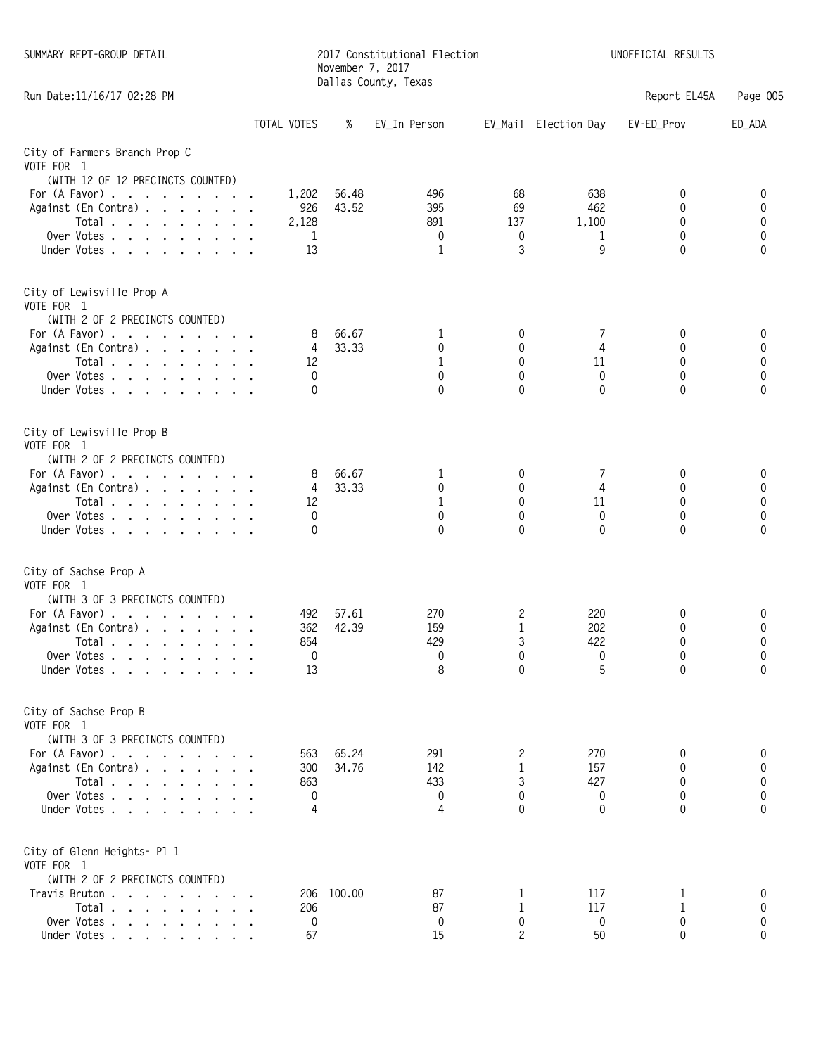SUMMARY REPT-GROUP DETAIL

2017 Constitutional Election
November 7, 2017
Dallas County, Texas

UNOFFICIAL RESULTS

Run Date:11/16/17 02:28 PM

Report EL45A

## City of Farmers Branch Prop C
VOTE FOR 1
(WITH 12 OF 12 PRECINCTS COUNTED)

| | TOTAL VOTES | % | EV_In Person | EV_Mail | Election Day | EV-ED_Prov | ED_ADA |
|---|---|---|---|---|---|---|---|
| For (A Favor) | 1,202 | 56.48 | 496 | 68 | 638 | 0 | 0 |
| Against (En Contra) | 926 | 43.52 | 395 | 69 | 462 | 0 | 0 |
| Total | 2,128 | | 891 | 137 | 1,100 | 0 | 0 |
| Over Votes | 1 | | 0 | 0 | 1 | 0 | 0 |
| Under Votes | 13 | | 1 | 3 | 9 | 0 | 0 |

## City of Lewisville Prop A
VOTE FOR 1
(WITH 2 OF 2 PRECINCTS COUNTED)

| | TOTAL VOTES | % | EV_In Person | EV_Mail | Election Day | EV-ED_Prov | ED_ADA |
|---|---|---|---|---|---|---|---|
| For (A Favor) | 8 | 66.67 | 1 | 0 | 7 | 0 | 0 |
| Against (En Contra) | 4 | 33.33 | 0 | 0 | 4 | 0 | 0 |
| Total | 12 | | 1 | 0 | 11 | 0 | 0 |
| Over Votes | 0 | | 0 | 0 | 0 | 0 | 0 |
| Under Votes | 0 | | 0 | 0 | 0 | 0 | 0 |

## City of Lewisville Prop B
VOTE FOR 1
(WITH 2 OF 2 PRECINCTS COUNTED)

| | TOTAL VOTES | % | EV_In Person | EV_Mail | Election Day | EV-ED_Prov | ED_ADA |
|---|---|---|---|---|---|---|---|
| For (A Favor) | 8 | 66.67 | 1 | 0 | 7 | 0 | 0 |
| Against (En Contra) | 4 | 33.33 | 0 | 0 | 4 | 0 | 0 |
| Total | 12 | | 1 | 0 | 11 | 0 | 0 |
| Over Votes | 0 | | 0 | 0 | 0 | 0 | 0 |
| Under Votes | 0 | | 0 | 0 | 0 | 0 | 0 |

## City of Sachse Prop A
VOTE FOR 1
(WITH 3 OF 3 PRECINCTS COUNTED)

| | TOTAL VOTES | % | EV_In Person | EV_Mail | Election Day | EV-ED_Prov | ED_ADA |
|---|---|---|---|---|---|---|---|
| For (A Favor) | 492 | 57.61 | 270 | 2 | 220 | 0 | 0 |
| Against (En Contra) | 362 | 42.39 | 159 | 1 | 202 | 0 | 0 |
| Total | 854 | | 429 | 3 | 422 | 0 | 0 |
| Over Votes | 0 | | 0 | 0 | 0 | 0 | 0 |
| Under Votes | 13 | | 8 | 0 | 5 | 0 | 0 |

## City of Sachse Prop B
VOTE FOR 1
(WITH 3 OF 3 PRECINCTS COUNTED)

| | TOTAL VOTES | % | EV_In Person | EV_Mail | Election Day | EV-ED_Prov | ED_ADA |
|---|---|---|---|---|---|---|---|
| For (A Favor) | 563 | 65.24 | 291 | 2 | 270 | 0 | 0 |
| Against (En Contra) | 300 | 34.76 | 142 | 1 | 157 | 0 | 0 |
| Total | 863 | | 433 | 3 | 427 | 0 | 0 |
| Over Votes | 0 | | 0 | 0 | 0 | 0 | 0 |
| Under Votes | 4 | | 4 | 0 | 0 | 0 | 0 |

## City of Glenn Heights- Pl 1
VOTE FOR 1
(WITH 2 OF 2 PRECINCTS COUNTED)

| | TOTAL VOTES | % | EV_In Person | EV_Mail | Election Day | EV-ED_Prov | ED_ADA |
|---|---|---|---|---|---|---|---|
| Travis Bruton | 206 | 100.00 | 87 | 1 | 117 | 1 | 0 |
| Total | 206 | | 87 | 1 | 117 | 1 | 0 |
| Over Votes | 0 | | 0 | 0 | 0 | 0 | 0 |
| Under Votes | 67 | | 15 | 2 | 50 | 0 | 0 |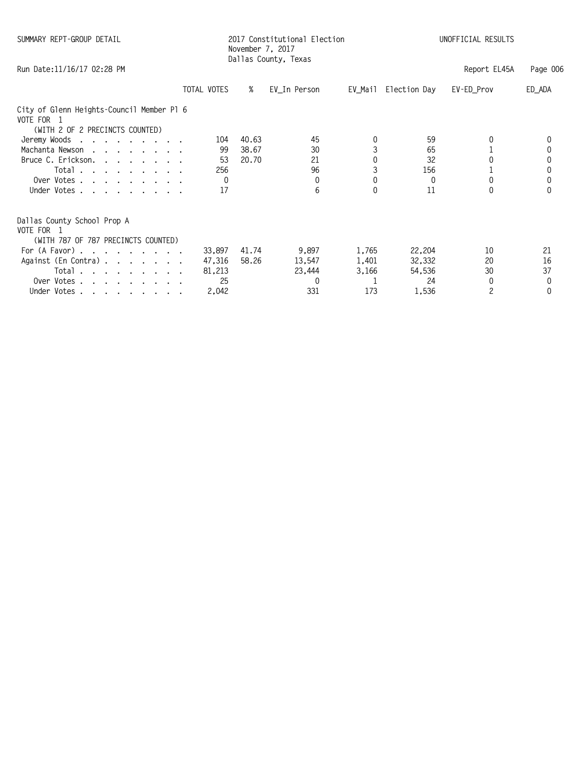SUMMARY REPT-GROUP DETAIL

2017 Constitutional Election
November 7, 2017
Dallas County, Texas

UNOFFICIAL RESULTS

Run Date:11/16/17 02:28 PM

Report EL45A

## City of Glenn Heights-Council Member Pl 6

VOTE FOR 1

(WITH 2 OF 2 PRECINCTS COUNTED)

| | TOTAL VOTES | % | EV_In Person | EV_Mail | Election Day | EV-ED_Prov | ED_ADA |
|---|---|---|---|---|---|---|---|
| Jeremy Woods | 104 | 40.63 | 45 | 0 | 59 | 0 | 0 |
| Machanta Newson | 99 | 38.67 | 30 | 3 | 65 | 1 | 0 |
| Bruce C. Erickson. | 53 | 20.70 | 21 | 0 | 32 | 0 | 0 |
| Total | 256 | | 96 | 3 | 156 | 1 | 0 |
| Over Votes | 0 | | 0 | 0 | 0 | 0 | 0 |
| Under Votes | 17 | | 6 | 0 | 11 | 0 | 0 |

## Dallas County School Prop A

VOTE FOR 1

(WITH 787 OF 787 PRECINCTS COUNTED)

| | TOTAL VOTES | % | EV_In Person | EV_Mail | Election Day | EV-ED_Prov | ED_ADA |
|---|---|---|---|---|---|---|---|
| For (A Favor) | 33,897 | 41.74 | 9,897 | 1,765 | 22,204 | 10 | 21 |
| Against (En Contra) | 47,316 | 58.26 | 13,547 | 1,401 | 32,332 | 20 | 16 |
| Total | 81,213 | | 23,444 | 3,166 | 54,536 | 30 | 37 |
| Over Votes | 25 | | 0 | 1 | 24 | 0 | 0 |
| Under Votes | 2,042 | | 331 | 173 | 1,536 | 2 | 0 |